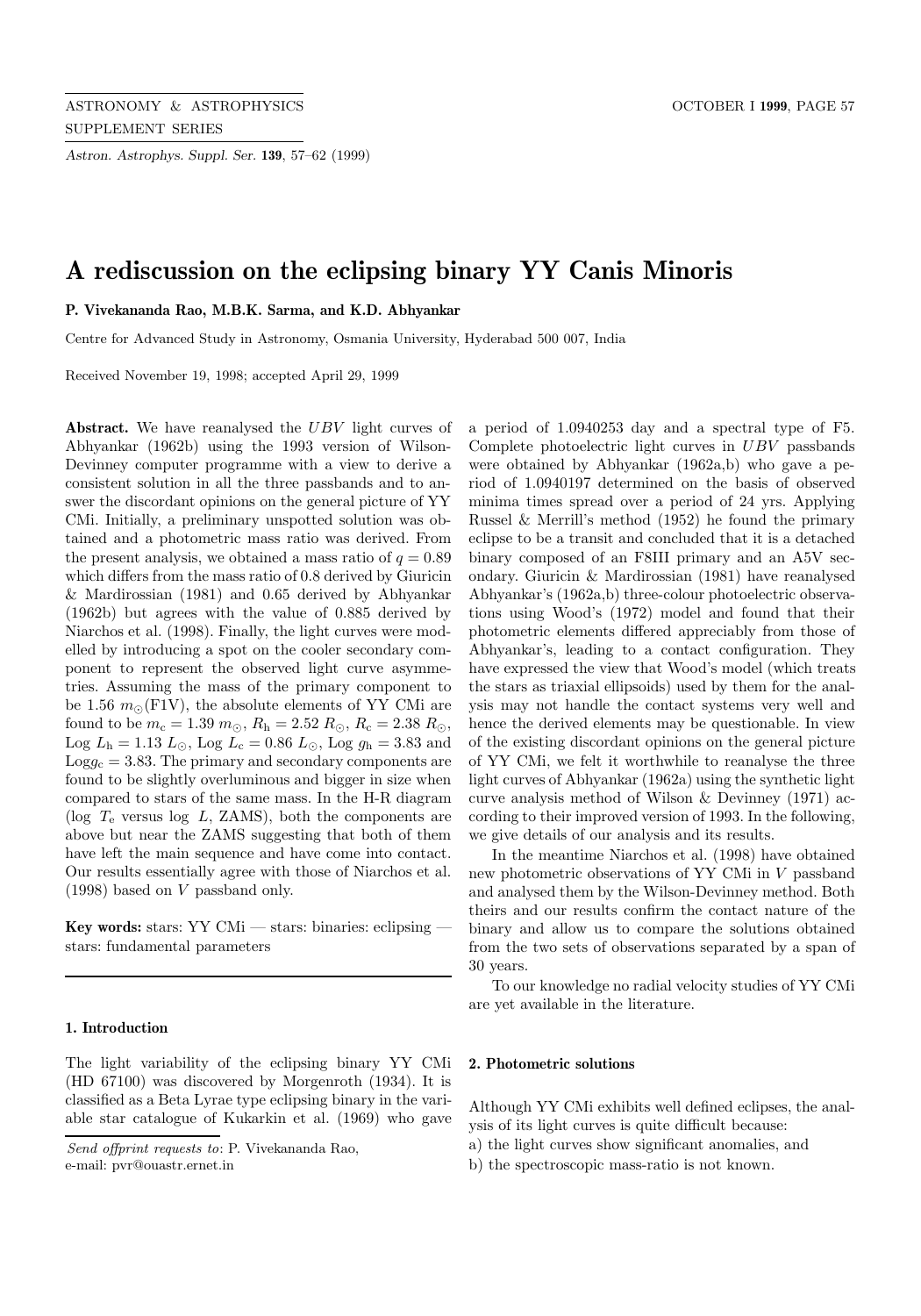# A rediscussion on the eclipsing binary YY Canis Minoris

**P. Vivekananda Rao, M.B.K. Sarma, and K.D. Abhyankar**

Centre for Advanced Study in Astronomy, Osmania University, Hyderabad 500 007, India

Received November 19, 1998; accepted April 29, 1999

**Abstract.** We have reanalysed the *UBV* light curves of Abhyankar (1962b) using the 1993 version of Wilson-Devinney computer programme with a view to derive a consistent solution in all the three passbands and to answer the discordant opinions on the general picture of YY CMi. Initially, a preliminary unspotted solution was obtained and a photometric mass ratio was derived. From the present analysis, we obtained a mass ratio of $q = 0.89$ which differs from the mass ratio of 0.8 derived by Giuricin & Mardirossian (1981) and 0.65 derived by Abhyankar (1962b) but agrees with the value of 0.885 derived by Niarchos et al. (1998). Finally, the light curves were modelled by introducing a spot on the cooler secondary component to represent the observed light curve asymmetries. Assuming the mass of the primary component to be 1.56 $m_\odot$(F1V), the absolute elements of YY CMi are found to be $m_c = 1.39\ m_\odot$, $R_h = 2.52\ R_\odot$, $R_c = 2.38\ R_\odot$, Log $L_h = 1.13\ L_\odot$, Log $L_c = 0.86\ L_\odot$, Log $g_h = 3.83$ and Log$g_c = 3.83$. The primary and secondary components are found to be slightly overluminous and bigger in size when compared to stars of the same mass. In the H-R diagram (log $T_e$ versus log $L$, ZAMS), both the components are above but near the ZAMS suggesting that both of them have left the main sequence and have come into contact. Our results essentially agree with those of Niarchos et al. (1998) based on $V$ passband only.

**Key words:** stars: YY CMi — stars: binaries: eclipsing — stars: fundamental parameters

## 1. Introduction

The light variability of the eclipsing binary YY CMi (HD 67100) was discovered by Morgenroth (1934). It is classified as a Beta Lyrae type eclipsing binary in the variable star catalogue of Kukarkin et al. (1969) who gave a period of 1.0940253 day and a spectral type of F5. Complete photoelectric light curves in *UBV* passbands were obtained by Abhyankar (1962a,b) who gave a period of 1.0940197 determined on the basis of observed minima times spread over a period of 24 yrs. Applying Russel & Merrill's method (1952) he found the primary eclipse to be a transit and concluded that it is a detached binary composed of an F8III primary and an A5V secondary. Giuricin & Mardirossian (1981) have reanalysed Abhyankar's (1962a,b) three-colour photoelectric observations using Wood's (1972) model and found that their photometric elements differed appreciably from those of Abhyankar's, leading to a contact configuration. They have expressed the view that Wood's model (which treats the stars as triaxial ellipsoids) used by them for the analysis may not handle the contact systems very well and hence the derived elements may be questionable. In view of the existing discordant opinions on the general picture of YY CMi, we felt it worthwhile to reanalyse the three light curves of Abhyankar (1962a) using the synthetic light curve analysis method of Wilson & Devinney (1971) according to their improved version of 1993. In the following, we give details of our analysis and its results.

In the meantime Niarchos et al. (1998) have obtained new photometric observations of YY CMi in $V$ passband and analysed them by the Wilson-Devinney method. Both theirs and our results confirm the contact nature of the binary and allow us to compare the solutions obtained from the two sets of observations separated by a span of 30 years.

To our knowledge no radial velocity studies of YY CMi are yet available in the literature.

## 2. Photometric solutions

Although YY CMi exhibits well defined eclipses, the analysis of its light curves is quite difficult because:

a) the light curves show significant anomalies, and

b) the spectroscopic mass-ratio is not known.

*Send offprint requests to*: P. Vivekananda Rao,
e-mail: pvr@ouastr.ernet.in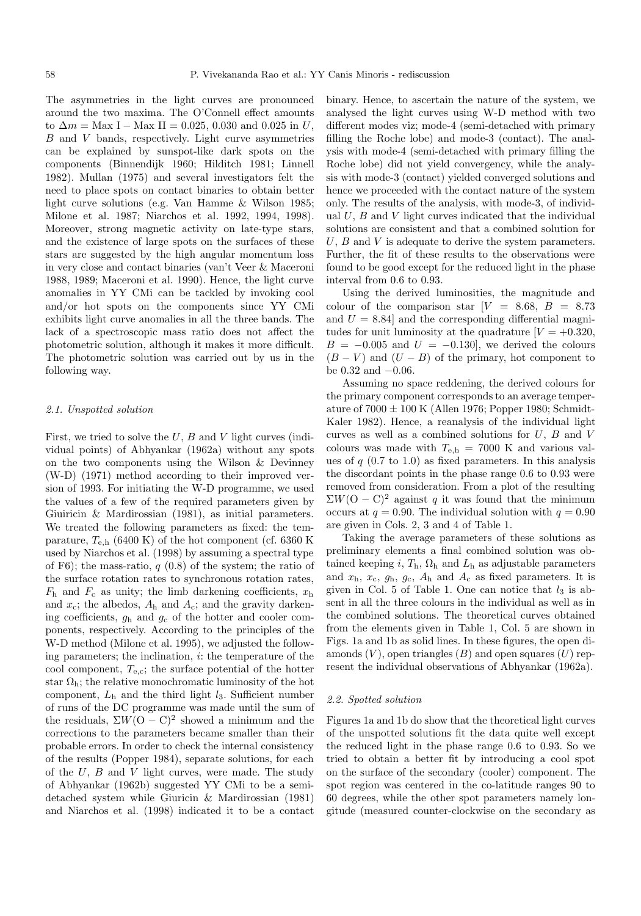The asymmetries in the light curves are pronounced around the two maxima. The O'Connell effect amounts to $\Delta m$ = Max I − Max II = 0.025, 0.030 and 0.025 in $U$, $B$ and $V$ bands, respectively. Light curve asymmetries can be explained by sunspot-like dark spots on the components (Binnendijk 1960; Hilditch 1981; Linnell 1982). Mullan (1975) and several investigators felt the need to place spots on contact binaries to obtain better light curve solutions (e.g. Van Hamme & Wilson 1985; Milone et al. 1987; Niarchos et al. 1992, 1994, 1998). Moreover, strong magnetic activity on late-type stars, and the existence of large spots on the surfaces of these stars are suggested by the high angular momentum loss in very close and contact binaries (van't Veer & Maceroni 1988, 1989; Maceroni et al. 1990). Hence, the light curve anomalies in YY CMi can be tackled by invoking cool and/or hot spots on the components since YY CMi exhibits light curve anomalies in all the three bands. The lack of a spectroscopic mass ratio does not affect the photometric solution, although it makes it more difficult. The photometric solution was carried out by us in the following way.

### 2.1. Unspotted solution

First, we tried to solve the $U$, $B$ and $V$ light curves (individual points) of Abhyankar (1962a) without any spots on the two components using the Wilson & Devinney (W-D) (1971) method according to their improved version of 1993. For initiating the W-D programme, we used the values of a few of the required parameters given by Giuiricin & Mardirossian (1981), as initial parameters. We treated the following parameters as fixed: the temparature, $T_{\rm e,h}$ (6400 K) of the hot component (cf. 6360 K used by Niarchos et al. (1998) by assuming a spectral type of F6); the mass-ratio, $q$ (0.8) of the system; the ratio of the surface rotation rates to synchronous rotation rates, $F_{\rm h}$ and $F_{\rm c}$ as unity; the limb darkening coefficients, $x_{\rm h}$ and $x_{\rm c}$; the albedos, $A_{\rm h}$ and $A_{\rm c}$; and the gravity darkening coefficients, $g_{\rm h}$ and $g_{\rm c}$ of the hotter and cooler components, respectively. According to the principles of the W-D method (Milone et al. 1995), we adjusted the following parameters; the inclination, $i$: the temperature of the cool component, $T_{\rm e,c}$; the surface potential of the hotter star $\Omega_{\rm h}$; the relative monochromatic luminosity of the hot component, $L_{\rm h}$ and the third light $l_3$. Sufficient number of runs of the DC programme was made until the sum of the residuals, $\Sigma W({\rm O-C})^2$ showed a minimum and the corrections to the parameters became smaller than their probable errors. In order to check the internal consistency of the results (Popper 1984), separate solutions, for each of the $U$, $B$ and $V$ light curves, were made. The study of Abhyankar (1962b) suggested YY CMi to be a semi-detached system while Giuricin & Mardirossian (1981) and Niarchos et al. (1998) indicated it to be a contact binary. Hence, to ascertain the nature of the system, we analysed the light curves using W-D method with two different modes viz; mode-4 (semi-detached with primary filling the Roche lobe) and mode-3 (contact). The analysis with mode-4 (semi-detached with primary filling the Roche lobe) did not yield convergency, while the analysis with mode-3 (contact) yielded converged solutions and hence we proceeded with the contact nature of the system only. The results of the analysis, with mode-3, of individual $U$, $B$ and $V$ light curves indicated that the individual solutions are consistent and that a combined solution for $U$, $B$ and $V$ is adequate to derive the system parameters. Further, the fit of these results to the observations were found to be good except for the reduced light in the phase interval from 0.6 to 0.93.

Using the derived luminosities, the magnitude and colour of the comparison star [$V$ = 8.68, $B$ = 8.73 and $U$ = 8.84] and the corresponding differential magnitudes for unit luminosity at the quadrature [$V$ = +0.320, $B$ = −0.005 and $U$ = −0.130], we derived the colours $(B-V)$ and $(U-B)$ of the primary, hot component to be 0.32 and −0.06.

Assuming no space reddening, the derived colours for the primary component corresponds to an average temperature of 7000 ± 100 K (Allen 1976; Popper 1980; Schmidt-Kaler 1982). Hence, a reanalysis of the individual light curves as well as a combined solutions for $U$, $B$ and $V$ colours was made with $T_{\rm e,h}$ = 7000 K and various values of $q$ (0.7 to 1.0) as fixed parameters. In this analysis the discordant points in the phase range 0.6 to 0.93 were removed from consideration. From a plot of the resulting $\Sigma W({\rm O-C})^2$ against $q$ it was found that the minimum occurs at $q$ = 0.90. The individual solution with $q$ = 0.90 are given in Cols. 2, 3 and 4 of Table 1.

Taking the average parameters of these solutions as preliminary elements a final combined solution was obtained keeping $i$, $T_{\rm h}$, $\Omega_{\rm h}$ and $L_{\rm h}$ as adjustable parameters and $x_{\rm h}$, $x_{\rm c}$, $g_{\rm h}$, $g_{\rm c}$, $A_{\rm h}$ and $A_{\rm c}$ as fixed parameters. It is given in Col. 5 of Table 1. One can notice that $l_3$ is absent in all the three colours in the individual as well as in the combined solutions. The theoretical curves obtained from the elements given in Table 1, Col. 5 are shown in Figs. 1a and 1b as solid lines. In these figures, the open diamonds ($V$), open triangles ($B$) and open squares ($U$) represent the individual observations of Abhyankar (1962a).

### 2.2. Spotted solution

Figures 1a and 1b do show that the theoretical light curves of the unspotted solutions fit the data quite well except the reduced light in the phase range 0.6 to 0.93. So we tried to obtain a better fit by introducing a cool spot on the surface of the secondary (cooler) component. The spot region was centered in the co-latitude ranges 90 to 60 degrees, while the other spot parameters namely longitude (measured counter-clockwise on the secondary as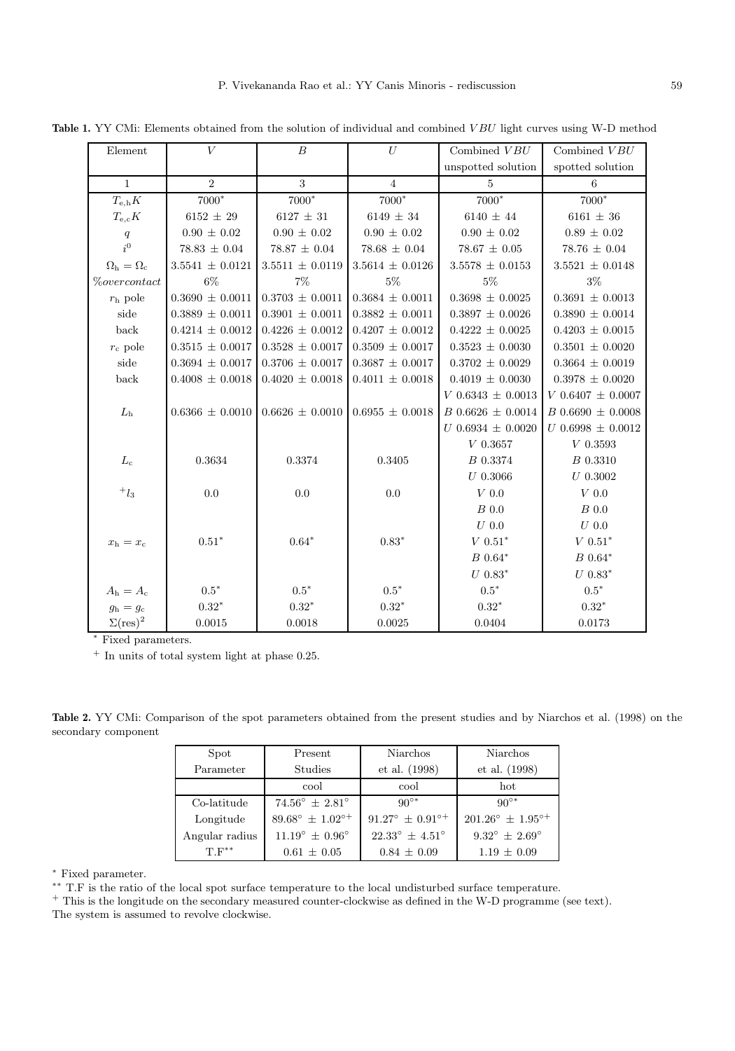**Table 1.** YY CMi: Elements obtained from the solution of individual and combined $VBU$ light curves using W-D method

| Element | $V$ | $B$ | $U$ | Combined $VBU$ unspotted solution | Combined $VBU$ spotted solution |
|---|---|---|---|---|---|
| 1 | 2 | 3 | 4 | 5 | 6 |
| $T_{\rm e,h}K$ | $7000^*$ | $7000^*$ | $7000^*$ | $7000^*$ | $7000^*$ |
| $T_{\rm e,c}K$ | $6152 \pm 29$ | $6127 \pm 31$ | $6149 \pm 34$ | $6140 \pm 44$ | $6161 \pm 36$ |
| $q$ | $0.90 \pm 0.02$ | $0.90 \pm 0.02$ | $0.90 \pm 0.02$ | $0.90 \pm 0.02$ | $0.89 \pm 0.02$ |
| $i^0$ | $78.83 \pm 0.04$ | $78.87 \pm 0.04$ | $78.68 \pm 0.04$ | $78.67 \pm 0.05$ | $78.76 \pm 0.04$ |
| $\Omega_{\rm h} = \Omega_{\rm c}$ | $3.5541 \pm 0.0121$ | $3.5511 \pm 0.0119$ | $3.5614 \pm 0.0126$ | $3.5578 \pm 0.0153$ | $3.5521 \pm 0.0148$ |
| %overcontact | 6% | 7% | 5% | 5% | 3% |
| $r_{\rm h}$ pole | $0.3690 \pm 0.0011$ | $0.3703 \pm 0.0011$ | $0.3684 \pm 0.0011$ | $0.3698 \pm 0.0025$ | $0.3691 \pm 0.0013$ |
| side | $0.3889 \pm 0.0011$ | $0.3901 \pm 0.0011$ | $0.3882 \pm 0.0011$ | $0.3897 \pm 0.0026$ | $0.3890 \pm 0.0014$ |
| back | $0.4214 \pm 0.0012$ | $0.4226 \pm 0.0012$ | $0.4207 \pm 0.0012$ | $0.4222 \pm 0.0025$ | $0.4203 \pm 0.0015$ |
| $r_{\rm c}$ pole | $0.3515 \pm 0.0017$ | $0.3528 \pm 0.0017$ | $0.3509 \pm 0.0017$ | $0.3523 \pm 0.0030$ | $0.3501 \pm 0.0020$ |
| side | $0.3694 \pm 0.0017$ | $0.3706 \pm 0.0017$ | $0.3687 \pm 0.0017$ | $0.3702 \pm 0.0029$ | $0.3664 \pm 0.0019$ |
| back | $0.4008 \pm 0.0018$ | $0.4020 \pm 0.0018$ | $0.4011 \pm 0.0018$ | $0.4019 \pm 0.0030$ | $0.3978 \pm 0.0020$ |
| | | | | $V$ $0.6343 \pm 0.0013$ | $V$ $0.6407 \pm 0.0007$ |
| $L_{\rm h}$ | $0.6366 \pm 0.0010$ | $0.6626 \pm 0.0010$ | $0.6955 \pm 0.0018$ | $B$ $0.6626 \pm 0.0014$ | $B$ $0.6690 \pm 0.0008$ |
| | | | | $U$ $0.6934 \pm 0.0020$ | $U$ $0.6998 \pm 0.0012$ |
| | | | | $V$ 0.3657 | $V$ 0.3593 |
| $L_{\rm c}$ | 0.3634 | 0.3374 | 0.3405 | $B$ 0.3374 | $B$ 0.3310 |
| | | | | $U$ 0.3066 | $U$ 0.3002 |
| $^+l_3$ | 0.0 | 0.0 | 0.0 | $V$ 0.0 | $V$ 0.0 |
| | | | | $B$ 0.0 | $B$ 0.0 |
| | | | | $U$ 0.0 | $U$ 0.0 |
| $x_{\rm h} = x_{\rm c}$ | $0.51^*$ | $0.64^*$ | $0.83^*$ | $V$ $0.51^*$ | $V$ $0.51^*$ |
| | | | | $B$ $0.64^*$ | $B$ $0.64^*$ |
| | | | | $U$ $0.83^*$ | $U$ $0.83^*$ |
| $A_{\rm h} = A_{\rm c}$ | $0.5^*$ | $0.5^*$ | $0.5^*$ | $0.5^*$ | $0.5^*$ |
| $g_{\rm h} = g_{\rm c}$ | $0.32^*$ | $0.32^*$ | $0.32^*$ | $0.32^*$ | $0.32^*$ |
| $\Sigma(\rm res)^2$ | 0.0015 | 0.0018 | 0.0025 | 0.0404 | 0.0173 |

\* Fixed parameters.

\+ In units of total system light at phase 0.25.

**Table 2.** YY CMi: Comparison of the spot parameters obtained from the present studies and by Niarchos et al. (1998) on the secondary component

| Spot Parameter | Present Studies | Niarchos et al. (1998) | Niarchos et al. (1998) |
|---|---|---|---|
| | cool | cool | hot |
| Co-latitude | $74.56^\circ \pm 2.81^\circ$ | $90^{\circ *}$ | $90^{\circ *}$ |
| Longitude | $89.68^\circ \pm 1.02^{\circ +}$ | $91.27^\circ \pm 0.91^{\circ +}$ | $201.26^\circ \pm 1.95^{\circ +}$ |
| Angular radius | $11.19^\circ \pm 0.96^\circ$ | $22.33^\circ \pm 4.51^\circ$ | $9.32^\circ \pm 2.69^\circ$ |
| T.F** | $0.61 \pm 0.05$ | $0.84 \pm 0.09$ | $1.19 \pm 0.09$ |

\* Fixed parameter.

\*\* T.F is the ratio of the local spot surface temperature to the local undisturbed surface temperature.

\+ This is the longitude on the secondary measured counter-clockwise as defined in the W-D programme (see text).

The system is assumed to revolve clockwise.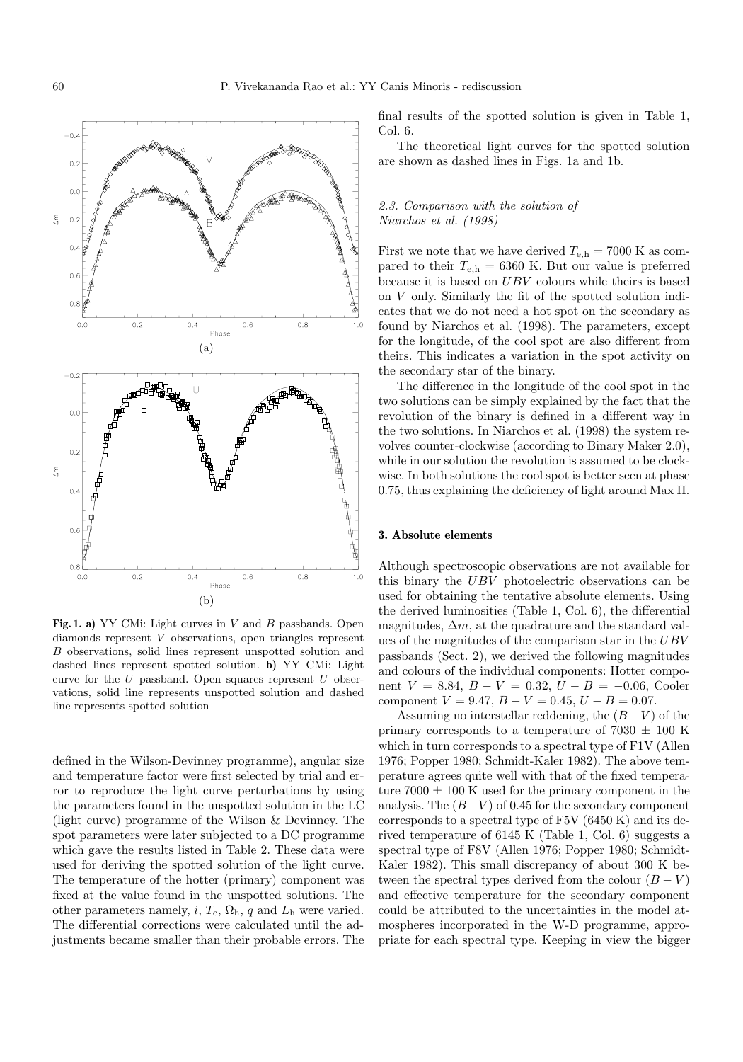**Fig. 1. a)** YY CMi: Light curves in $V$ and $B$ passbands. Open diamonds represent $V$ observations, open triangles represent $B$ observations, solid lines represent unspotted solution and dashed lines represent spotted solution. **b)** YY CMi: Light curve for the $U$ passband. Open squares represent $U$ observations, solid line represents unspotted solution and dashed line represents spotted solution

defined in the Wilson-Devinney programme), angular size and temperature factor were first selected by trial and error to reproduce the light curve perturbations by using the parameters found in the unspotted solution in the LC (light curve) programme of the Wilson & Devinney. The spot parameters were later subjected to a DC programme which gave the results listed in Table 2. These data were used for deriving the spotted solution of the light curve. The temperature of the hotter (primary) component was fixed at the value found in the unspotted solutions. The other parameters namely, $i$, $T_c$, $\Omega_h$, $q$ and $L_h$ were varied. The differential corrections were calculated until the adjustments became smaller than their probable errors. The final results of the spotted solution is given in Table 1, Col. 6.

The theoretical light curves for the spotted solution are shown as dashed lines in Figs. 1a and 1b.

### *2.3. Comparison with the solution of Niarchos et al. (1998)*

First we note that we have derived $T_{e,h} = 7000$ K as compared to their $T_{e,h} = 6360$ K. But our value is preferred because it is based on $UBV$ colours while theirs is based on $V$ only. Similarly the fit of the spotted solution indicates that we do not need a hot spot on the secondary as found by Niarchos et al. (1998). The parameters, except for the longitude, of the cool spot are also different from theirs. This indicates a variation in the spot activity on the secondary star of the binary.

The difference in the longitude of the cool spot in the two solutions can be simply explained by the fact that the revolution of the binary is defined in a different way in the two solutions. In Niarchos et al. (1998) the system revolves counter-clockwise (according to Binary Maker 2.0), while in our solution the revolution is assumed to be clockwise. In both solutions the cool spot is better seen at phase 0.75, thus explaining the deficiency of light around Max II.

## 3. Absolute elements

Although spectroscopic observations are not available for this binary the $UBV$ photoelectric observations can be used for obtaining the tentative absolute elements. Using the derived luminosities (Table 1, Col. 6), the differential magnitudes, $\Delta m$, at the quadrature and the standard values of the magnitudes of the comparison star in the $UBV$ passbands (Sect. 2), we derived the following magnitudes and colours of the individual components: Hotter component $V = 8.84$, $B-V = 0.32$, $U-B = -0.06$, Cooler component $V = 9.47$, $B-V = 0.45$, $U-B = 0.07$.

Assuming no interstellar reddening, the $(B-V)$ of the primary corresponds to a temperature of $7030 \pm 100$ K which in turn corresponds to a spectral type of F1V (Allen 1976; Popper 1980; Schmidt-Kaler 1982). The above temperature agrees quite well with that of the fixed temperature $7000 \pm 100$ K used for the primary component in the analysis. The $(B-V)$ of 0.45 for the secondary component corresponds to a spectral type of F5V (6450 K) and its derived temperature of 6145 K (Table 1, Col. 6) suggests a spectral type of F8V (Allen 1976; Popper 1980; Schmidt-Kaler 1982). This small discrepancy of about 300 K between the spectral types derived from the colour $(B-V)$ and effective temperature for the secondary component could be attributed to the uncertainties in the model atmospheres incorporated in the W-D programme, appropriate for each spectral type. Keeping in view the bigger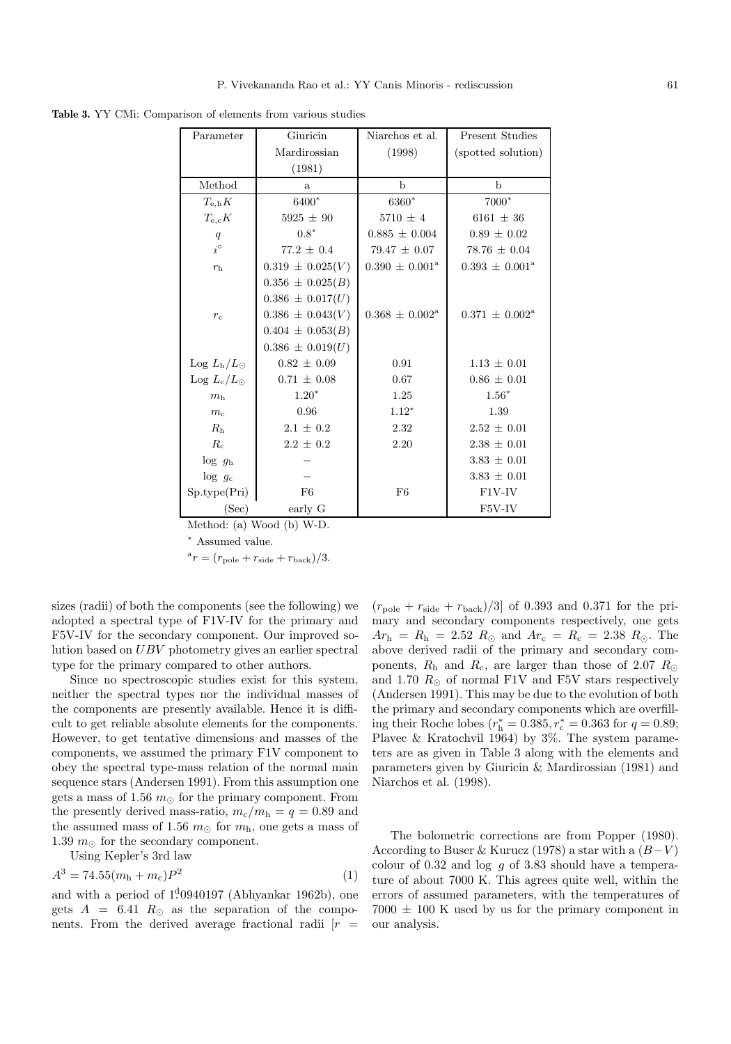**Table 3.** YY CMi: Comparison of elements from various studies

| Parameter | Giuricin Mardirossian (1981) | Niarchos et al. (1998) | Present Studies (spotted solution) |
|---|---|---|---|
| Method | a | b | b |
| $T_{\rm e,h}K$ | 6400* | 6360* | 7000* |
| $T_{\rm e,c}K$ | 5925 ± 90 | 5710 ± 4 | 6161 ± 36 |
| $q$ | 0.8* | 0.885 ± 0.004 | 0.89 ± 0.02 |
| $i^\circ$ | 77.2 ± 0.4 | 79.47 ± 0.07 | 78.76 ± 0.04 |
| $r_{\rm h}$ | 0.319 ± 0.025($V$) | 0.390 ± 0.001[a] | 0.393 ± 0.001[a] |
| | 0.356 ± 0.025($B$) | | |
| | 0.386 ± 0.017($U$) | | |
| $r_{\rm c}$ | 0.386 ± 0.043($V$) | 0.368 ± 0.002[a] | 0.371 ± 0.002[a] |
| | 0.404 ± 0.053($B$) | | |
| | 0.386 ± 0.019($U$) | | |
| Log $L_{\rm h}/L_\odot$ | 0.82 ± 0.09 | 0.91 | 1.13 ± 0.01 |
| Log $L_{\rm c}/L_\odot$ | 0.71 ± 0.08 | 0.67 | 0.86 ± 0.01 |
| $m_{\rm h}$ | 1.20* | 1.25 | 1.56* |
| $m_{\rm c}$ | 0.96 | 1.12* | 1.39 |
| $R_{\rm h}$ | 2.1 ± 0.2 | 2.32 | 2.52 ± 0.01 |
| $R_{\rm c}$ | 2.2 ± 0.2 | 2.20 | 2.38 ± 0.01 |
| log $g_{\rm h}$ | − | | 3.83 ± 0.01 |
| log $g_{\rm c}$ | − | | 3.83 ± 0.01 |
| Sp.type(Pri) | F6 | F6 | F1V-IV |
| (Sec) | early G | | F5V-IV |

Method: (a) Wood (b) W-D.

* Assumed value.

[a] $r = (r_{\rm pole} + r_{\rm side} + r_{\rm back})/3$.

sizes (radii) of both the components (see the following) we adopted a spectral type of F1V-IV for the primary and F5V-IV for the secondary component. Our improved solution based on $UBV$ photometry gives an earlier spectral type for the primary compared to other authors.

Since no spectroscopic studies exist for this system, neither the spectral types nor the individual masses of the components are presently available. Hence it is difficult to get reliable absolute elements for the components. However, to get tentative dimensions and masses of the components, we assumed the primary F1V component to obey the spectral type-mass relation of the normal main sequence stars (Andersen 1991). From this assumption one gets a mass of 1.56 $m_\odot$ for the primary component. From the presently derived mass-ratio, $m_{\rm c}/m_{\rm h} = q = 0.89$ and the assumed mass of 1.56 $m_\odot$ for $m_{\rm h}$, one gets a mass of 1.39 $m_\odot$ for the secondary component.

Using Kepler's 3rd law

$$A^3 = 74.55(m_{\rm h} + m_{\rm c})P^2 \tag{1}$$

and with a period of $1^{\rm d}_{.}0940197$ (Abhyankar 1962b), one gets $A = 6.41\ R_\odot$ as the separation of the components. From the derived average fractional radii [$r = (r_{\rm pole} + r_{\rm side} + r_{\rm back})/3$] of 0.393 and 0.371 for the primary and secondary components respectively, one gets $Ar_{\rm h} = R_{\rm h} = 2.52\ R_\odot$ and $Ar_{\rm c} = R_{\rm c} = 2.38\ R_\odot$. The above derived radii of the primary and secondary components, $R_{\rm h}$ and $R_{\rm c}$, are larger than those of 2.07 $R_\odot$ and 1.70 $R_\odot$ of normal F1V and F5V stars respectively (Andersen 1991). This may be due to the evolution of both the primary and secondary components which are overfilling their Roche lobes ($r_{\rm h}^* = 0.385, r_{\rm c}^* = 0.363$ for $q = 0.89$; Plavec & Kratochvil 1964) by 3%. The system parameters are as given in Table 3 along with the elements and parameters given by Giuricin & Mardirossian (1981) and Niarchos et al. (1998).

The bolometric corrections are from Popper (1980). According to Buser & Kurucz (1978) a star with a $(B-V)$ colour of 0.32 and log $g$ of 3.83 should have a temperature of about 7000 K. This agrees quite well, within the errors of assumed parameters, with the temperatures of 7000 ± 100 K used by us for the primary component in our analysis.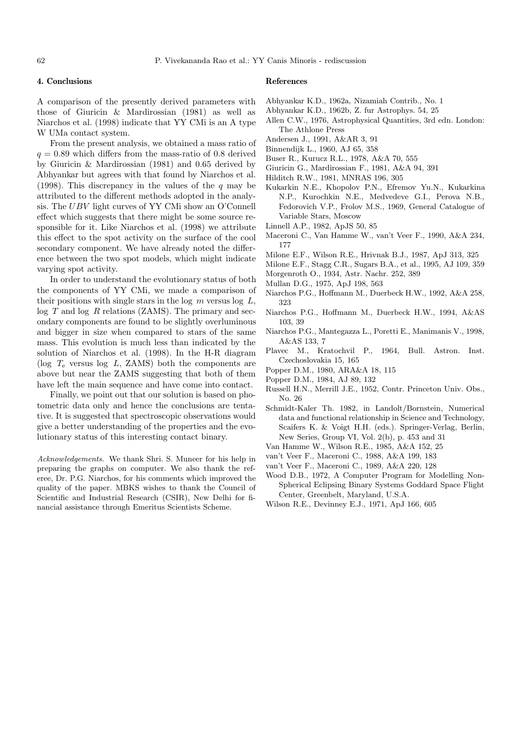## 4. Conclusions

A comparison of the presently derived parameters with those of Giuricin & Mardirossian (1981) as well as Niarchos et al. (1998) indicate that YY CMi is an A type W UMa contact system.

From the present analysis, we obtained a mass ratio of $q = 0.89$ which differs from the mass-ratio of 0.8 derived by Giuricin & Mardirossian (1981) and 0.65 derived by Abhyankar but agrees with that found by Niarchos et al. (1998). This discrepancy in the values of the $q$ may be attributed to the different methods adopted in the analysis. The $UBV$ light curves of YY CMi show an O'Connell effect which suggests that there might be some source responsible for it. Like Niarchos et al. (1998) we attribute this effect to the spot activity on the surface of the cool secondary component. We have already noted the difference between the two spot models, which might indicate varying spot activity.

In order to understand the evolutionary status of both the components of YY CMi, we made a comparison of their positions with single stars in the $\log\ m$ versus $\log\ L$, $\log\ T$ and $\log\ R$ relations (ZAMS). The primary and secondary components are found to be slightly overluminous and bigger in size when compared to stars of the same mass. This evolution is much less than indicated by the solution of Niarchos et al. (1998). In the H-R diagram ($\log\ T_{\rm e}$ versus $\log\ L$, ZAMS) both the components are above but near the ZAMS suggesting that both of them have left the main sequence and have come into contact.

Finally, we point out that our solution is based on photometric data only and hence the conclusions are tentative. It is suggested that spectroscopic observations would give a better understanding of the properties and the evolutionary status of this interesting contact binary.

*Acknowledgements.* We thank Shri. S. Muneer for his help in preparing the graphs on computer. We also thank the referee, Dr. P.G. Niarchos, for his comments which improved the quality of the paper. MBKS wishes to thank the Council of Scientific and Industrial Research (CSIR), New Delhi for financial assistance through Emeritus Scientists Scheme.

## References

Abhyankar K.D., 1962a, Nizamiah Contrib., No. 1
Abhyankar K.D., 1962b, Z. fur Astrophys. 54, 25
Allen C.W., 1976, Astrophysical Quantities, 3rd edn. London: The Athlone Press
Andersen J., 1991, A&AR 3, 91
Binnendijk L., 1960, AJ 65, 358
Buser R., Kurucz R.L., 1978, A&A 70, 555
Giuricin G., Mardirossian F., 1981, A&A 94, 391
Hilditch R.W., 1981, MNRAS 196, 305
Kukarkin N.E., Khopolov P.N., Efremov Yu.N., Kukarkina N.P., Kurochkin N.E., Medvedeve G.I., Perova N.B., Fedorovich V.P., Frolov M.S., 1969, General Catalogue of Variable Stars, Moscow
Linnell A.P., 1982, ApJS 50, 85
Maceroni C., Van Hamme W., van't Veer F., 1990, A&A 234, 177
Milone E.F., Wilson R.E., Hrivnak B.J., 1987, ApJ 313, 325
Milone E.F., Stagg C.R., Sugars B.A., et al., 1995, AJ 109, 359
Morgenroth O., 1934, Astr. Nachr. 252, 389
Mullan D.G., 1975, ApJ 198, 563
Niarchos P.G., Hoffmann M., Duerbeck H.W., 1992, A&A 258, 323
Niarchos P.G., Hoffmann M., Duerbeck H.W., 1994, A&AS 103, 39
Niarchos P.G., Mantegazza L., Poretti E., Manimanis V., 1998, A&AS 133, 7
Plavec M., Kratochvil P., 1964, Bull. Astron. Inst. Czechoslovakia 15, 165
Popper D.M., 1980, ARA&A 18, 115
Popper D.M., 1984, AJ 89, 132
Russell H.N., Merrill J.E., 1952, Contr. Princeton Univ. Obs., No. 26
Schmidt-Kaler Th. 1982, in Landolt/Bornstein, Numerical data and functional relationship in Science and Technology, Scaifers K. & Voigt H.H. (eds.). Springer-Verlag, Berlin, New Series, Group VI, Vol. 2(b), p. 453 and 31
Van Hamme W., Wilson R.E., 1985, A&A 152, 25
van't Veer F., Maceroni C., 1988, A&A 199, 183
van't Veer F., Maceroni C., 1989, A&A 220, 128
Wood D.B., 1972, A Computer Program for Modelling Non-Spherical Eclipsing Binary Systems Goddard Space Flight Center, Greenbelt, Maryland, U.S.A.
Wilson R.E., Devinney E.J., 1971, ApJ 166, 605